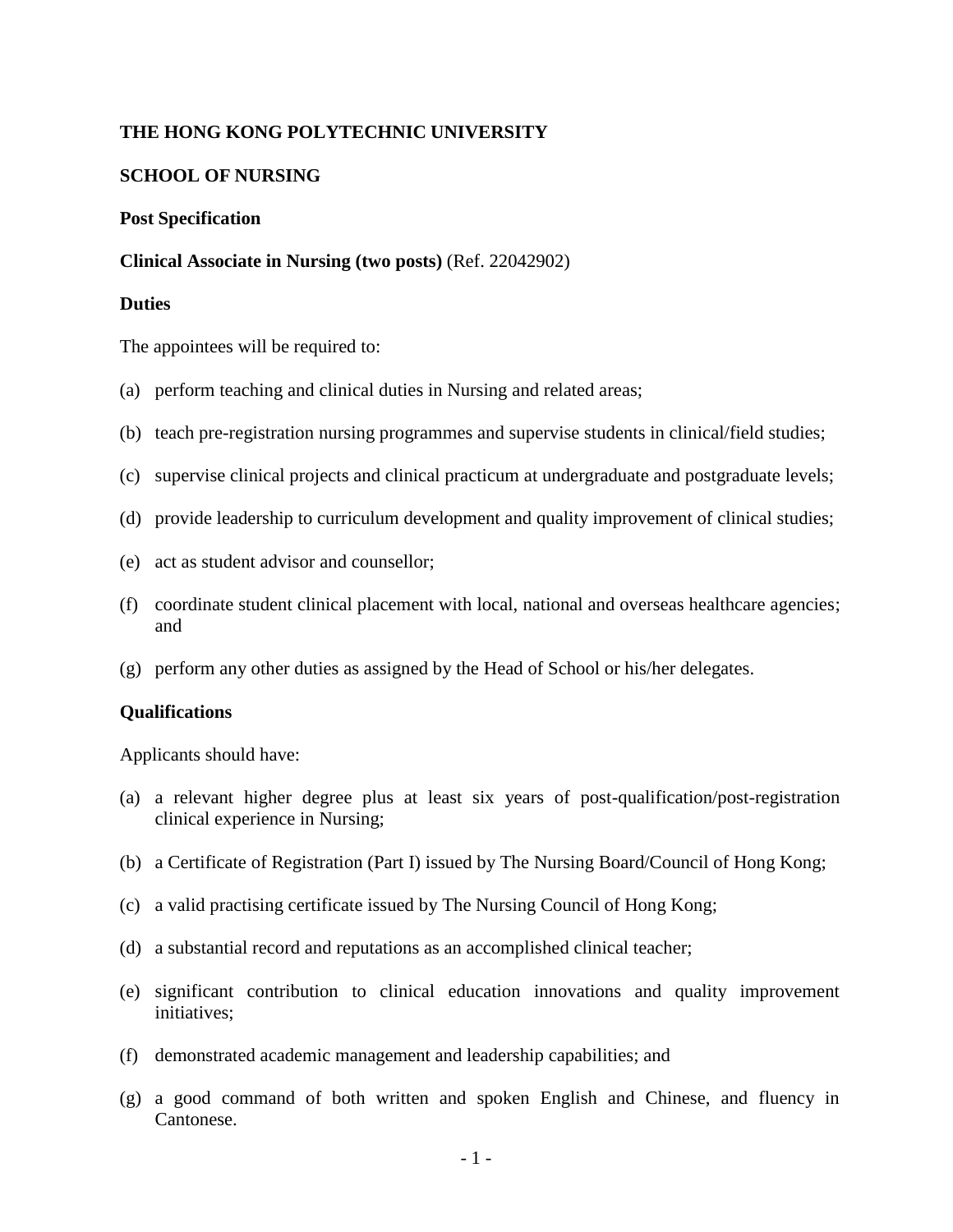**THE HONG KONG POLYTECHNIC UNIVERSITY**

**SCHOOL OF NURSING**

**Post Specification**

**Clinical Associate in Nursing (two posts)** (Ref. 22042902)

**Duties**

The appointees will be required to:

(a) perform teaching and clinical duties in Nursing and related areas;

(b) teach pre-registration nursing programmes and supervise students in clinical/field studies;

(c) supervise clinical projects and clinical practicum at undergraduate and postgraduate levels;

(d) provide leadership to curriculum development and quality improvement of clinical studies;

(e) act as student advisor and counsellor;

(f) coordinate student clinical placement with local, national and overseas healthcare agencies; and

(g) perform any other duties as assigned by the Head of School or his/her delegates.

**Qualifications**

Applicants should have:

(a) a relevant higher degree plus at least six years of post-qualification/post-registration clinical experience in Nursing;

(b) a Certificate of Registration (Part I) issued by The Nursing Board/Council of Hong Kong;

(c) a valid practising certificate issued by The Nursing Council of Hong Kong;

(d) a substantial record and reputations as an accomplished clinical teacher;

(e) significant contribution to clinical education innovations and quality improvement initiatives;

(f) demonstrated academic management and leadership capabilities; and

(g) a good command of both written and spoken English and Chinese, and fluency in Cantonese.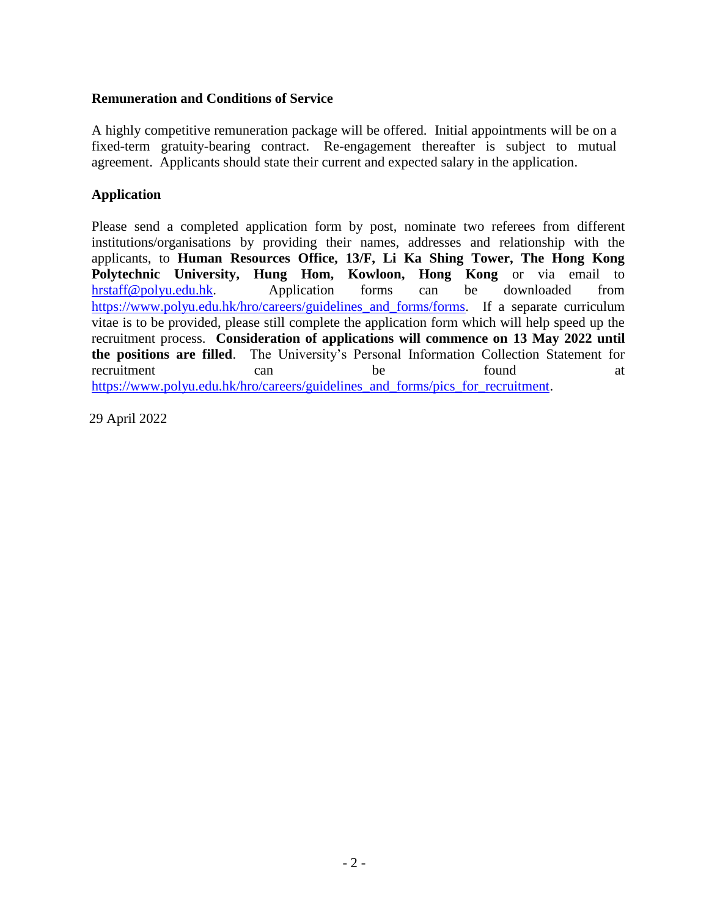**Remuneration and Conditions of Service**

A highly competitive remuneration package will be offered. Initial appointments will be on a fixed-term gratuity-bearing contract. Re-engagement thereafter is subject to mutual agreement. Applicants should state their current and expected salary in the application.

**Application**

Please send a completed application form by post, nominate two referees from different institutions/organisations by providing their names, addresses and relationship with the applicants, to **Human Resources Office, 13/F, Li Ka Shing Tower, The Hong Kong Polytechnic University, Hung Hom, Kowloon, Hong Kong** or via email to hrstaff@polyu.edu.hk. Application forms can be downloaded from https://www.polyu.edu.hk/hro/careers/guidelines_and_forms/forms. If a separate curriculum vitae is to be provided, please still complete the application form which will help speed up the recruitment process. **Consideration of applications will commence on 13 May 2022 until the positions are filled**. The University's Personal Information Collection Statement for recruitment can be found at https://www.polyu.edu.hk/hro/careers/guidelines_and_forms/pics_for_recruitment.

29 April 2022